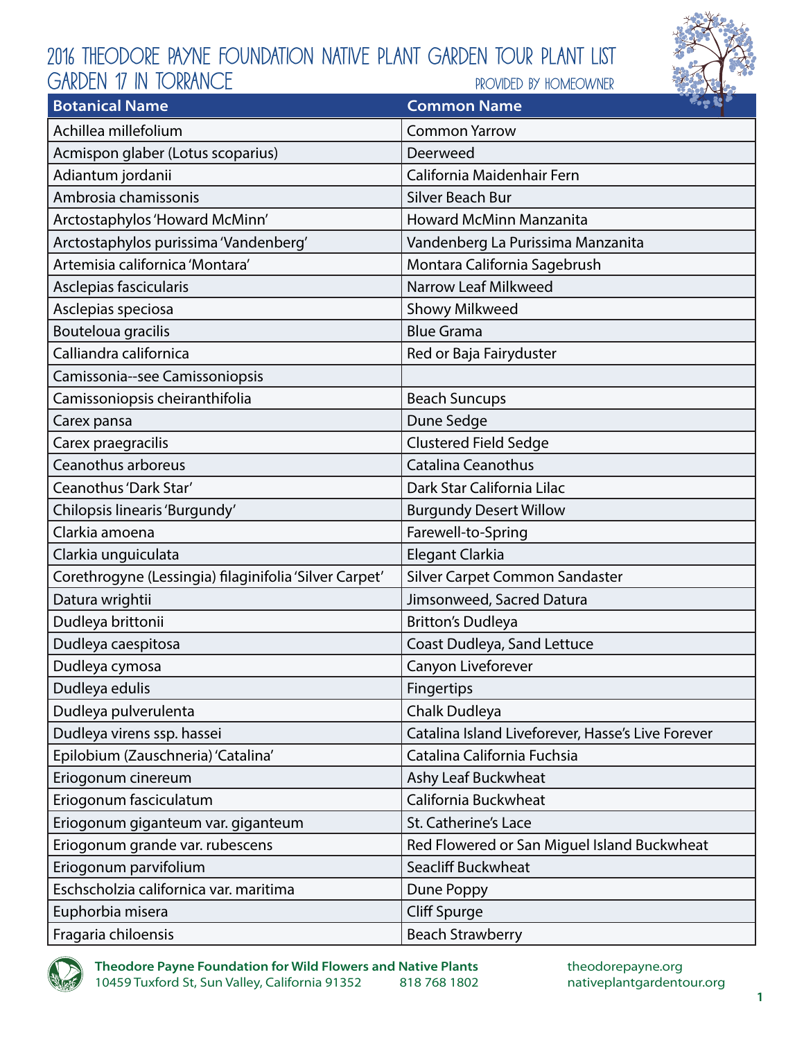# 2016 Theodore Payne Foundation Native Plant Garden Tour Plant List
## Garden 17 in Torrance

Provided by Homeowner

| Botanical Name | Common Name |
|---|---|
| Achillea millefolium | Common Yarrow |
| Acmispon glaber (Lotus scoparius) | Deerweed |
| Adiantum jordanii | California Maidenhair Fern |
| Ambrosia chamissonis | Silver Beach Bur |
| Arctostaphylos 'Howard McMinn' | Howard McMinn Manzanita |
| Arctostaphylos purissima 'Vandenberg' | Vandenberg La Purissima Manzanita |
| Artemisia californica 'Montara' | Montara California Sagebrush |
| Asclepias fascicularis | Narrow Leaf Milkweed |
| Asclepias speciosa | Showy Milkweed |
| Bouteloua gracilis | Blue Grama |
| Calliandra californica | Red or Baja Fairyduster |
| Camissonia--see Camissoniopsis | |
| Camissoniopsis cheiranthifolia | Beach Suncups |
| Carex pansa | Dune Sedge |
| Carex praegracilis | Clustered Field Sedge |
| Ceanothus arboreus | Catalina Ceanothus |
| Ceanothus 'Dark Star' | Dark Star California Lilac |
| Chilopsis linearis 'Burgundy' | Burgundy Desert Willow |
| Clarkia amoena | Farewell-to-Spring |
| Clarkia unguiculata | Elegant Clarkia |
| Corethrogyne (Lessingia) filaginifolia 'Silver Carpet' | Silver Carpet Common Sandaster |
| Datura wrightii | Jimsonweed, Sacred Datura |
| Dudleya brittonii | Britton's Dudleya |
| Dudleya caespitosa | Coast Dudleya, Sand Lettuce |
| Dudleya cymosa | Canyon Liveforever |
| Dudleya edulis | Fingertips |
| Dudleya pulverulenta | Chalk Dudleya |
| Dudleya virens ssp. hassei | Catalina Island Liveforever, Hasse's Live Forever |
| Epilobium (Zauschneria) 'Catalina' | Catalina California Fuchsia |
| Eriogonum cinereum | Ashy Leaf Buckwheat |
| Eriogonum fasciculatum | California Buckwheat |
| Eriogonum giganteum var. giganteum | St. Catherine's Lace |
| Eriogonum grande var. rubescens | Red Flowered or San Miguel Island Buckwheat |
| Eriogonum parvifolium | Seacliff Buckwheat |
| Eschscholzia californica var. maritima | Dune Poppy |
| Euphorbia misera | Cliff Spurge |
| Fragaria chiloensis | Beach Strawberry |

**Theodore Payne Foundation for Wild Flowers and Native Plants**
10459 Tuxford St, Sun Valley, California 91352 818 768 1802
theodorepayne.org
nativeplantgardentour.org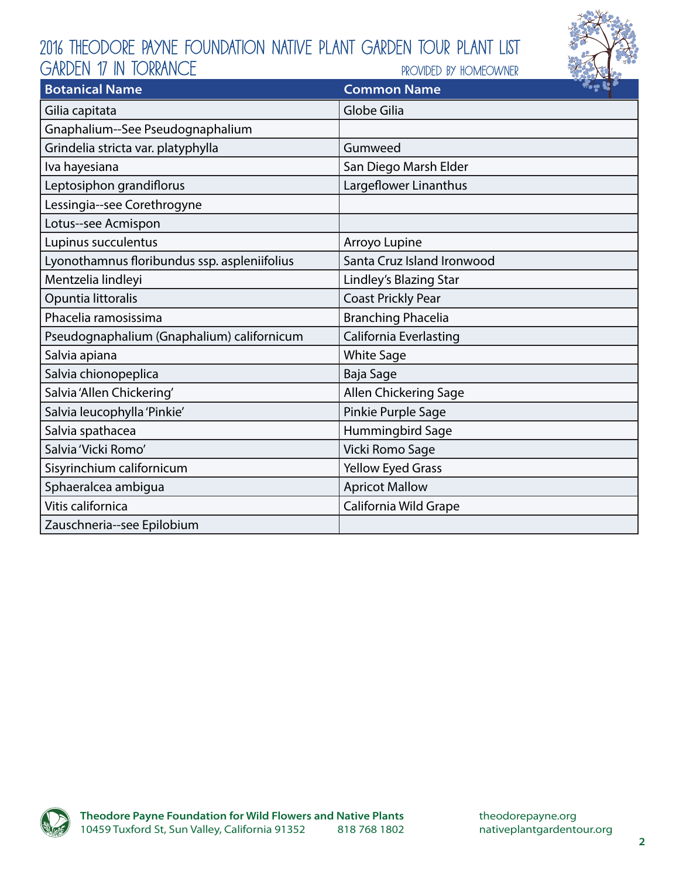# 2016 Theodore Payne Foundation Native Plant Garden Tour Plant List

## Garden 17 in Torrance

Provided by Homeowner

| Botanical Name | Common Name |
|---|---|
| Gilia capitata | Globe Gilia |
| Gnaphalium--See Pseudognaphalium | |
| Grindelia stricta var. platyphylla | Gumweed |
| Iva hayesiana | San Diego Marsh Elder |
| Leptosiphon grandiflorus | Largeflower Linanthus |
| Lessingia--see Corethrogyne | |
| Lotus--see Acmispon | |
| Lupinus succulentus | Arroyo Lupine |
| Lyonothamnus floribundus ssp. aspleniifolius | Santa Cruz Island Ironwood |
| Mentzelia lindleyi | Lindley's Blazing Star |
| Opuntia littoralis | Coast Prickly Pear |
| Phacelia ramosissima | Branching Phacelia |
| Pseudognaphalium (Gnaphalium) californicum | California Everlasting |
| Salvia apiana | White Sage |
| Salvia chionopeplica | Baja Sage |
| Salvia 'Allen Chickering' | Allen Chickering Sage |
| Salvia leucophylla 'Pinkie' | Pinkie Purple Sage |
| Salvia spathacea | Hummingbird Sage |
| Salvia 'Vicki Romo' | Vicki Romo Sage |
| Sisyrinchium californicum | Yellow Eyed Grass |
| Sphaeralcea ambigua | Apricot Mallow |
| Vitis californica | California Wild Grape |
| Zauschneria--see Epilobium | |

**Theodore Payne Foundation for Wild Flowers and Native Plants**
10459 Tuxford St, Sun Valley, California 91352 818 768 1802
theodorepayne.org
nativeplantgardentour.org